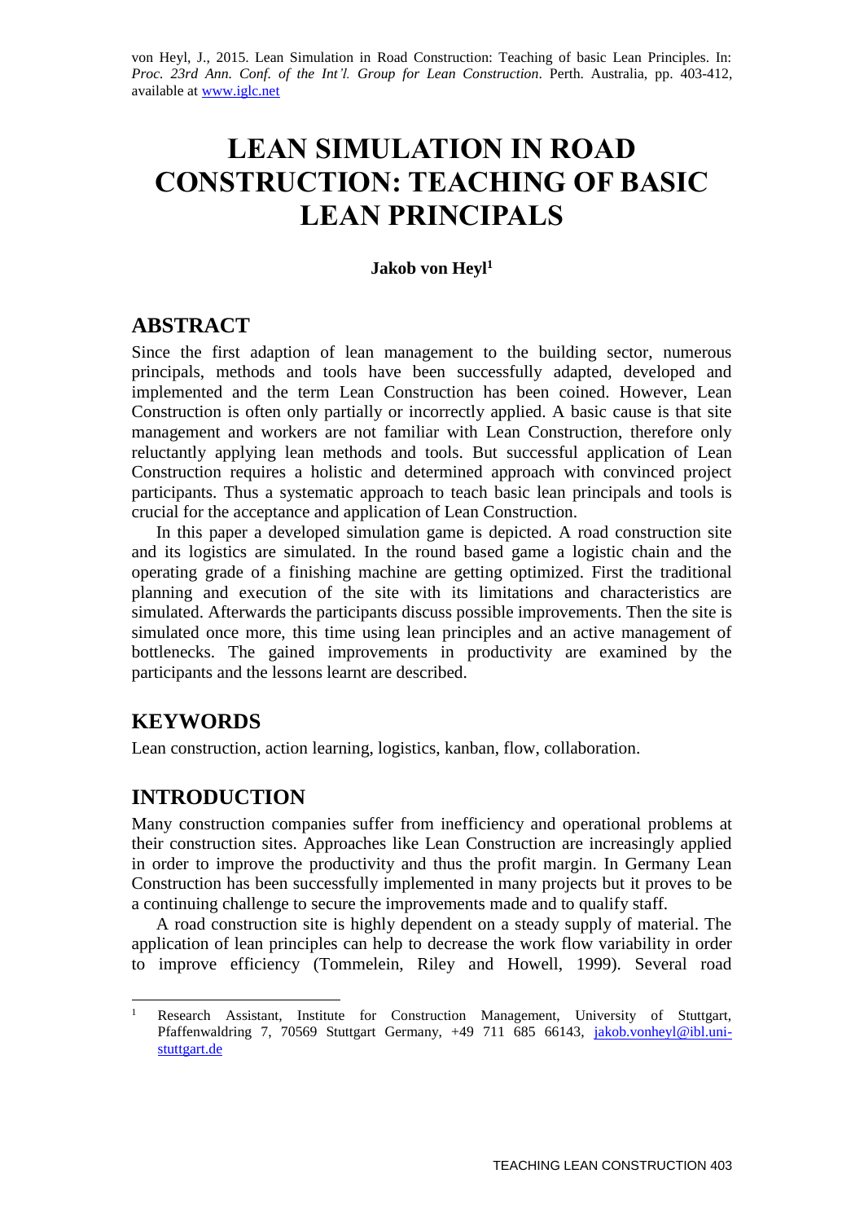von Heyl, J., 2015. Lean Simulation in Road Construction: Teaching of basic Lean Principles. In: *Proc. 23rd Ann. Conf. of the Int'l. Group for Lean Construction*. Perth. Australia, pp. 403-412, available at www.iglc.net

# LEAN SIMULATION IN ROAD CONSTRUCTION: TEACHING OF BASIC LEAN PRINCIPALS

**Jakob von Heyl[1]**

## ABSTRACT

Since the first adaption of lean management to the building sector, numerous principals, methods and tools have been successfully adapted, developed and implemented and the term Lean Construction has been coined. However, Lean Construction is often only partially or incorrectly applied. A basic cause is that site management and workers are not familiar with Lean Construction, therefore only reluctantly applying lean methods and tools. But successful application of Lean Construction requires a holistic and determined approach with convinced project participants. Thus a systematic approach to teach basic lean principals and tools is crucial for the acceptance and application of Lean Construction.

In this paper a developed simulation game is depicted. A road construction site and its logistics are simulated. In the round based game a logistic chain and the operating grade of a finishing machine are getting optimized. First the traditional planning and execution of the site with its limitations and characteristics are simulated. Afterwards the participants discuss possible improvements. Then the site is simulated once more, this time using lean principles and an active management of bottlenecks. The gained improvements in productivity are examined by the participants and the lessons learnt are described.

## KEYWORDS

Lean construction, action learning, logistics, kanban, flow, collaboration.

## INTRODUCTION

Many construction companies suffer from inefficiency and operational problems at their construction sites. Approaches like Lean Construction are increasingly applied in order to improve the productivity and thus the profit margin. In Germany Lean Construction has been successfully implemented in many projects but it proves to be a continuing challenge to secure the improvements made and to qualify staff.

A road construction site is highly dependent on a steady supply of material. The application of lean principles can help to decrease the work flow variability in order to improve efficiency (Tommelein, Riley and Howell, 1999). Several road

---

[1] Research Assistant, Institute for Construction Management, University of Stuttgart, Pfaffenwaldring 7, 70569 Stuttgart Germany, +49 711 685 66143, jakob.vonheyl@ibl.uni-stuttgart.de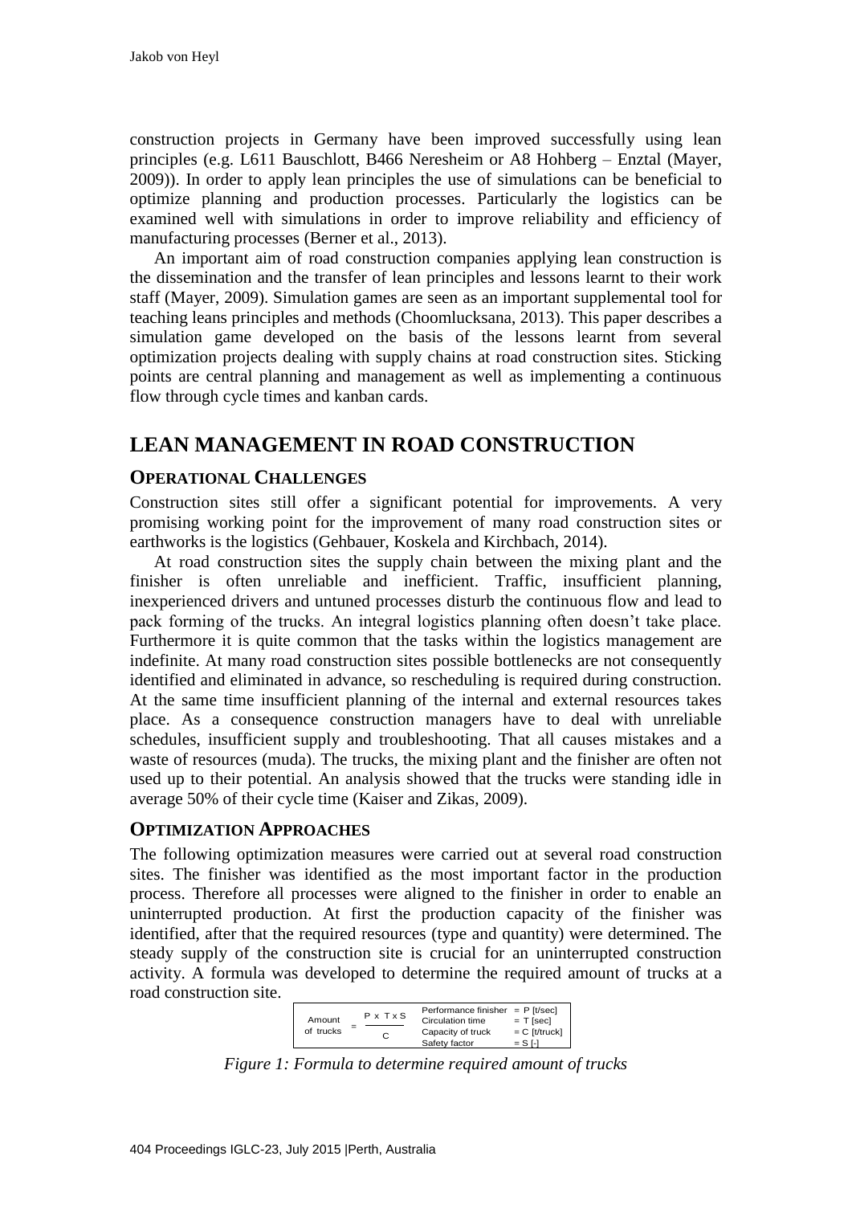construction projects in Germany have been improved successfully using lean principles (e.g. L611 Bauschlott, B466 Neresheim or A8 Hohberg – Enztal (Mayer, 2009)). In order to apply lean principles the use of simulations can be beneficial to optimize planning and production processes. Particularly the logistics can be examined well with simulations in order to improve reliability and efficiency of manufacturing processes (Berner et al., 2013).

An important aim of road construction companies applying lean construction is the dissemination and the transfer of lean principles and lessons learnt to their work staff (Mayer, 2009). Simulation games are seen as an important supplemental tool for teaching leans principles and methods (Choomlucksana, 2013). This paper describes a simulation game developed on the basis of the lessons learnt from several optimization projects dealing with supply chains at road construction sites. Sticking points are central planning and management as well as implementing a continuous flow through cycle times and kanban cards.

## LEAN MANAGEMENT IN ROAD CONSTRUCTION

### OPERATIONAL CHALLENGES

Construction sites still offer a significant potential for improvements. A very promising working point for the improvement of many road construction sites or earthworks is the logistics (Gehbauer, Koskela and Kirchbach, 2014).

At road construction sites the supply chain between the mixing plant and the finisher is often unreliable and inefficient. Traffic, insufficient planning, inexperienced drivers and untuned processes disturb the continuous flow and lead to pack forming of the trucks. An integral logistics planning often doesn't take place. Furthermore it is quite common that the tasks within the logistics management are indefinite. At many road construction sites possible bottlenecks are not consequently identified and eliminated in advance, so rescheduling is required during construction. At the same time insufficient planning of the internal and external resources takes place. As a consequence construction managers have to deal with unreliable schedules, insufficient supply and troubleshooting. That all causes mistakes and a waste of resources (muda). The trucks, the mixing plant and the finisher are often not used up to their potential. An analysis showed that the trucks were standing idle in average 50% of their cycle time (Kaiser and Zikas, 2009).

### OPTIMIZATION APPROACHES

The following optimization measures were carried out at several road construction sites. The finisher was identified as the most important factor in the production process. Therefore all processes were aligned to the finisher in order to enable an uninterrupted production. At first the production capacity of the finisher was identified, after that the required resources (type and quantity) were determined. The steady supply of the construction site is crucial for an uninterrupted construction activity. A formula was developed to determine the required amount of trucks at a road construction site.

$$\text{Amount of trucks} = \frac{P \times T \times S}{C}$$

Performance finisher = P [t/sec]
Circulation time = T [sec]
Capacity of truck = C [t/truck]
Safety factor = S [-]

*Figure 1: Formula to determine required amount of trucks*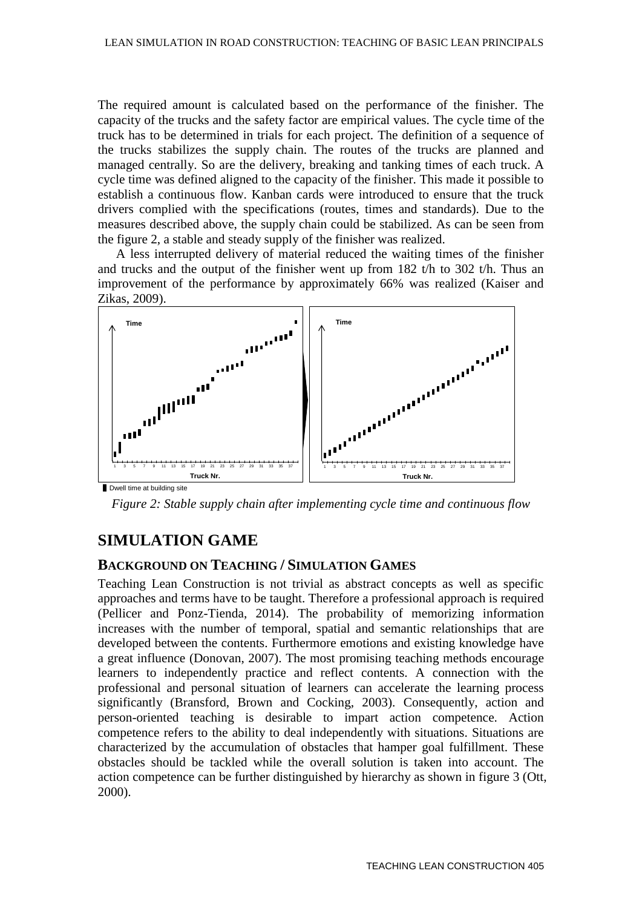The required amount is calculated based on the performance of the finisher. The capacity of the trucks and the safety factor are empirical values. The cycle time of the truck has to be determined in trials for each project. The definition of a sequence of the trucks stabilizes the supply chain. The routes of the trucks are planned and managed centrally. So are the delivery, breaking and tanking times of each truck. A cycle time was defined aligned to the capacity of the finisher. This made it possible to establish a continuous flow. Kanban cards were introduced to ensure that the truck drivers complied with the specifications (routes, times and standards). Due to the measures described above, the supply chain could be stabilized. As can be seen from the figure 2, a stable and steady supply of the finisher was realized.

A less interrupted delivery of material reduced the waiting times of the finisher and trucks and the output of the finisher went up from 182 t/h to 302 t/h. Thus an improvement of the performance by approximately 66% was realized (Kaiser and Zikas, 2009).

*Figure 2: Stable supply chain after implementing cycle time and continuous flow*

## SIMULATION GAME

### BACKGROUND ON TEACHING / SIMULATION GAMES

Teaching Lean Construction is not trivial as abstract concepts as well as specific approaches and terms have to be taught. Therefore a professional approach is required (Pellicer and Ponz-Tienda, 2014). The probability of memorizing information increases with the number of temporal, spatial and semantic relationships that are developed between the contents. Furthermore emotions and existing knowledge have a great influence (Donovan, 2007). The most promising teaching methods encourage learners to independently practice and reflect contents. A connection with the professional and personal situation of learners can accelerate the learning process significantly (Bransford, Brown and Cocking, 2003). Consequently, action and person-oriented teaching is desirable to impart action competence. Action competence refers to the ability to deal independently with situations. Situations are characterized by the accumulation of obstacles that hamper goal fulfillment. These obstacles should be tackled while the overall solution is taken into account. The action competence can be further distinguished by hierarchy as shown in figure 3 (Ott, 2000).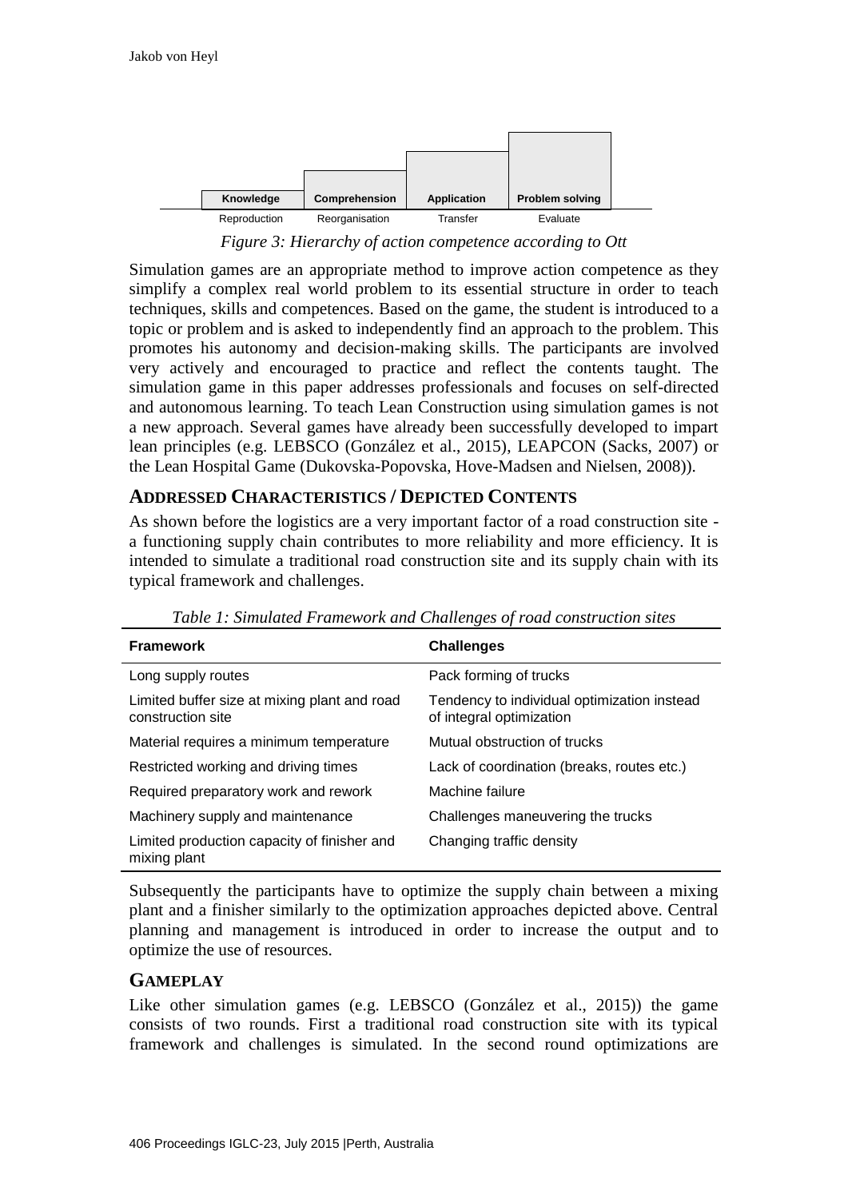| Knowledge | Comprehension | Application | Problem solving |
| --- | --- | --- | --- |
| Reproduction | Reorganisation | Transfer | Evaluate |

*Figure 3: Hierarchy of action competence according to Ott*

Simulation games are an appropriate method to improve action competence as they simplify a complex real world problem to its essential structure in order to teach techniques, skills and competences. Based on the game, the student is introduced to a topic or problem and is asked to independently find an approach to the problem. This promotes his autonomy and decision-making skills. The participants are involved very actively and encouraged to practice and reflect the contents taught. The simulation game in this paper addresses professionals and focuses on self-directed and autonomous learning. To teach Lean Construction using simulation games is not a new approach. Several games have already been successfully developed to impart lean principles (e.g. LEBSCO (González et al., 2015), LEAPCON (Sacks, 2007) or the Lean Hospital Game (Dukovska-Popovska, Hove-Madsen and Nielsen, 2008)).

## ADDRESSED CHARACTERISTICS / DEPICTED CONTENTS

As shown before the logistics are a very important factor of a road construction site - a functioning supply chain contributes to more reliability and more efficiency. It is intended to simulate a traditional road construction site and its supply chain with its typical framework and challenges.

*Table 1: Simulated Framework and Challenges of road construction sites*

| Framework | Challenges |
| --- | --- |
| Long supply routes | Pack forming of trucks |
| Limited buffer size at mixing plant and road construction site | Tendency to individual optimization instead of integral optimization |
| Material requires a minimum temperature | Mutual obstruction of trucks |
| Restricted working and driving times | Lack of coordination (breaks, routes etc.) |
| Required preparatory work and rework | Machine failure |
| Machinery supply and maintenance | Challenges maneuvering the trucks |
| Limited production capacity of finisher and mixing plant | Changing traffic density |

Subsequently the participants have to optimize the supply chain between a mixing plant and a finisher similarly to the optimization approaches depicted above. Central planning and management is introduced in order to increase the output and to optimize the use of resources.

## GAMEPLAY

Like other simulation games (e.g. LEBSCO (González et al., 2015)) the game consists of two rounds. First a traditional road construction site with its typical framework and challenges is simulated. In the second round optimizations are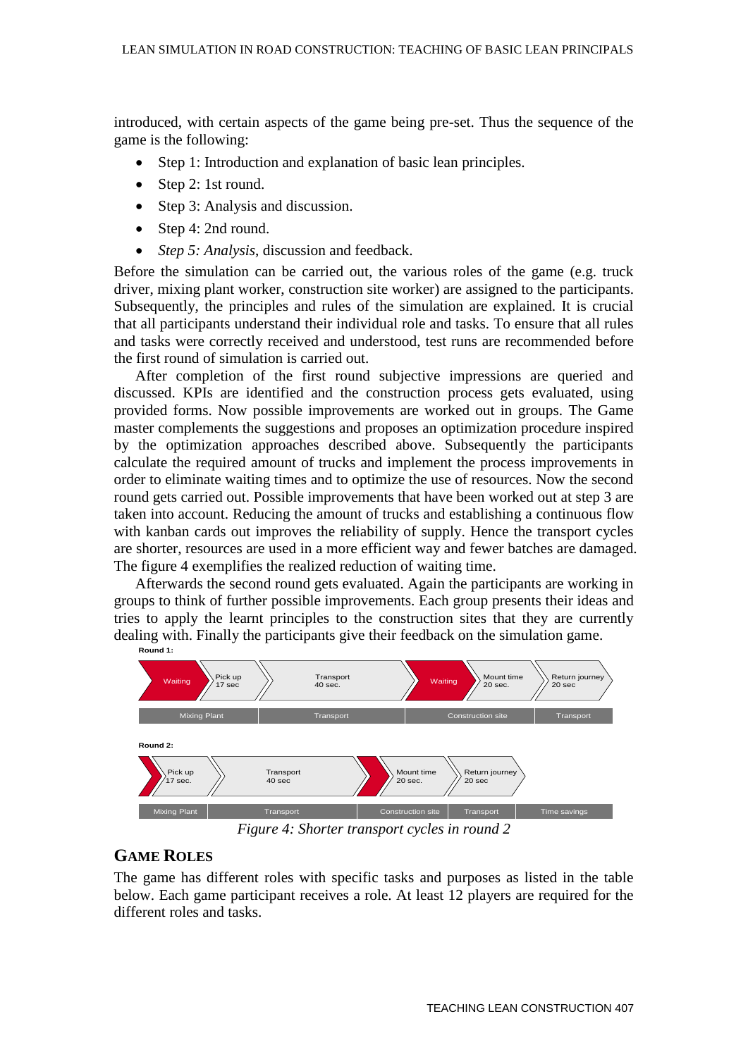introduced, with certain aspects of the game being pre-set. Thus the sequence of the game is the following:

- Step 1: Introduction and explanation of basic lean principles.
- Step 2: 1st round.
- Step 3: Analysis and discussion.
- Step 4: 2nd round.
- *Step 5: Analysis*, discussion and feedback.

Before the simulation can be carried out, the various roles of the game (e.g. truck driver, mixing plant worker, construction site worker) are assigned to the participants. Subsequently, the principles and rules of the simulation are explained. It is crucial that all participants understand their individual role and tasks. To ensure that all rules and tasks were correctly received and understood, test runs are recommended before the first round of simulation is carried out.

After completion of the first round subjective impressions are queried and discussed. KPIs are identified and the construction process gets evaluated, using provided forms. Now possible improvements are worked out in groups. The Game master complements the suggestions and proposes an optimization procedure inspired by the optimization approaches described above. Subsequently the participants calculate the required amount of trucks and implement the process improvements in order to eliminate waiting times and to optimize the use of resources. Now the second round gets carried out. Possible improvements that have been worked out at step 3 are taken into account. Reducing the amount of trucks and establishing a continuous flow with kanban cards out improves the reliability of supply. Hence the transport cycles are shorter, resources are used in a more efficient way and fewer batches are damaged. The figure 4 exemplifies the realized reduction of waiting time.

Afterwards the second round gets evaluated. Again the participants are working in groups to think of further possible improvements. Each group presents their ideas and tries to apply the learnt principles to the construction sites that they are currently dealing with. Finally the participants give their feedback on the simulation game.

**Round 1:**

| Waiting | Pick up 17 sec | Transport 40 sec. | Waiting | Mount time 20 sec. | Return journey 20 sec |
|---|---|---|---|---|---|
| Mixing Plant | | Transport | Construction site | | Transport |

**Round 2:**

| Pick up 17 sec. | Transport 40 sec | Mount time 20 sec. | Return journey 20 sec | |
|---|---|---|---|---|
| Mixing Plant | Transport | Construction site | Transport | Time savings |

*Figure 4: Shorter transport cycles in round 2*

## GAME ROLES

The game has different roles with specific tasks and purposes as listed in the table below. Each game participant receives a role. At least 12 players are required for the different roles and tasks.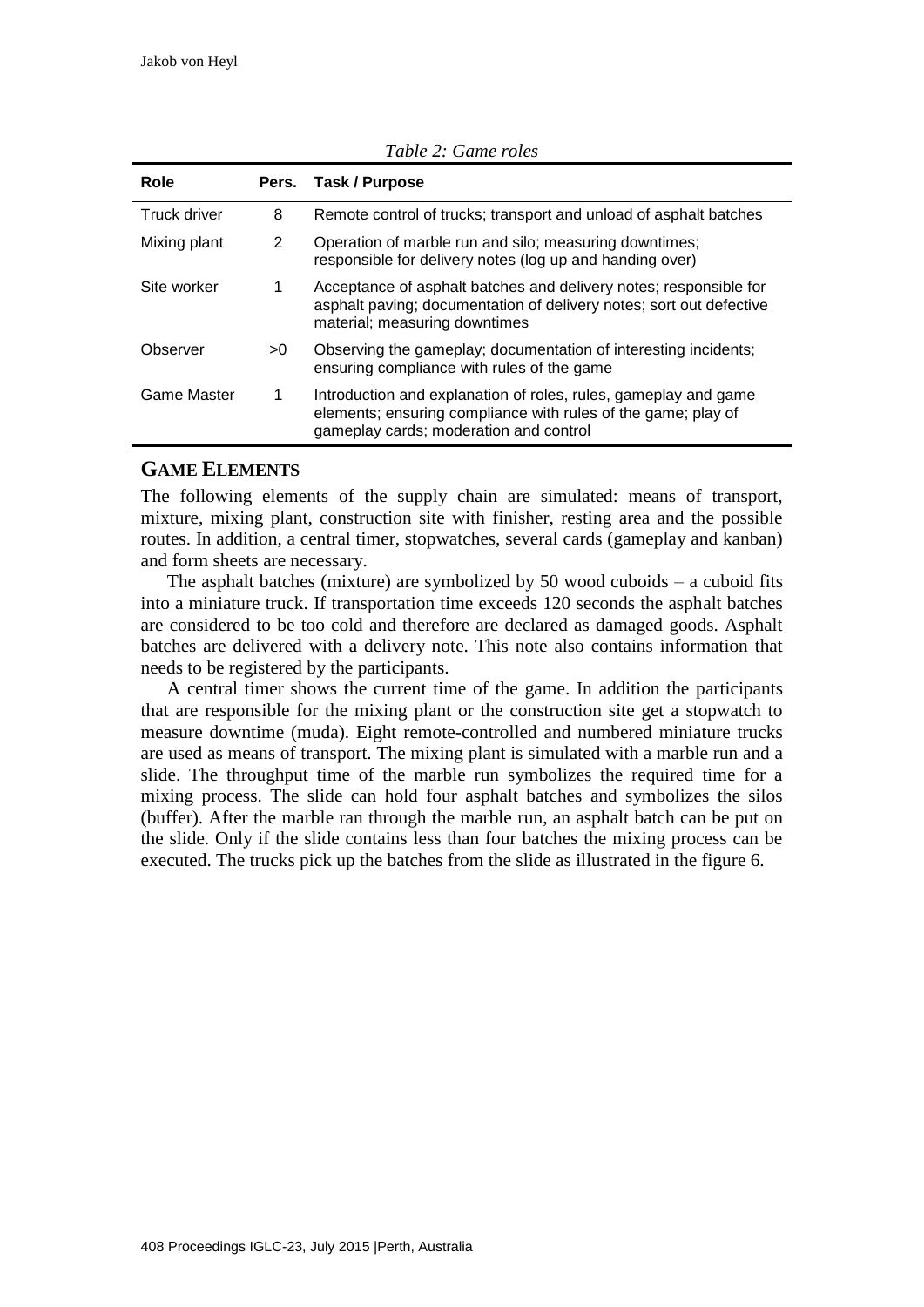*Table 2: Game roles*

| Role | Pers. | Task / Purpose |
|---|---|---|
| Truck driver | 8 | Remote control of trucks; transport and unload of asphalt batches |
| Mixing plant | 2 | Operation of marble run and silo; measuring downtimes; responsible for delivery notes (log up and handing over) |
| Site worker | 1 | Acceptance of asphalt batches and delivery notes; responsible for asphalt paving; documentation of delivery notes; sort out defective material; measuring downtimes |
| Observer | >0 | Observing the gameplay; documentation of interesting incidents; ensuring compliance with rules of the game |
| Game Master | 1 | Introduction and explanation of roles, rules, gameplay and game elements; ensuring compliance with rules of the game; play of gameplay cards; moderation and control |

## GAME ELEMENTS

The following elements of the supply chain are simulated: means of transport, mixture, mixing plant, construction site with finisher, resting area and the possible routes. In addition, a central timer, stopwatches, several cards (gameplay and kanban) and form sheets are necessary.

The asphalt batches (mixture) are symbolized by 50 wood cuboids – a cuboid fits into a miniature truck. If transportation time exceeds 120 seconds the asphalt batches are considered to be too cold and therefore are declared as damaged goods. Asphalt batches are delivered with a delivery note. This note also contains information that needs to be registered by the participants.

A central timer shows the current time of the game. In addition the participants that are responsible for the mixing plant or the construction site get a stopwatch to measure downtime (muda). Eight remote-controlled and numbered miniature trucks are used as means of transport. The mixing plant is simulated with a marble run and a slide. The throughput time of the marble run symbolizes the required time for a mixing process. The slide can hold four asphalt batches and symbolizes the silos (buffer). After the marble ran through the marble run, an asphalt batch can be put on the slide. Only if the slide contains less than four batches the mixing process can be executed. The trucks pick up the batches from the slide as illustrated in the figure 6.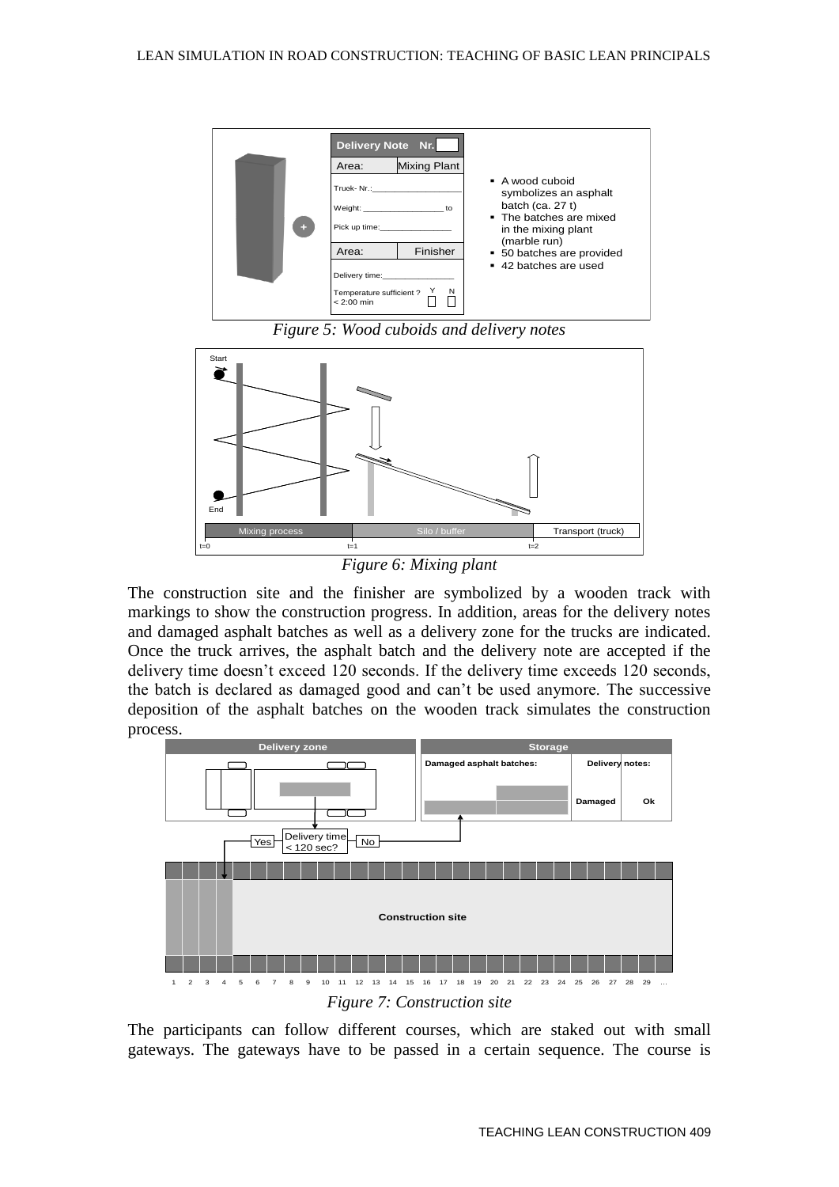Figure 5: Wood cuboids and delivery notes

Figure 6: Mixing plant

The construction site and the finisher are symbolized by a wooden track with markings to show the construction progress. In addition, areas for the delivery notes and damaged asphalt batches as well as a delivery zone for the trucks are indicated. Once the truck arrives, the asphalt batch and the delivery note are accepted if the delivery time doesn't exceed 120 seconds. If the delivery time exceeds 120 seconds, the batch is declared as damaged good and can't be used anymore. The successive deposition of the asphalt batches on the wooden track simulates the construction process.

Figure 7: Construction site

The participants can follow different courses, which are staked out with small gateways. The gateways have to be passed in a certain sequence. The course is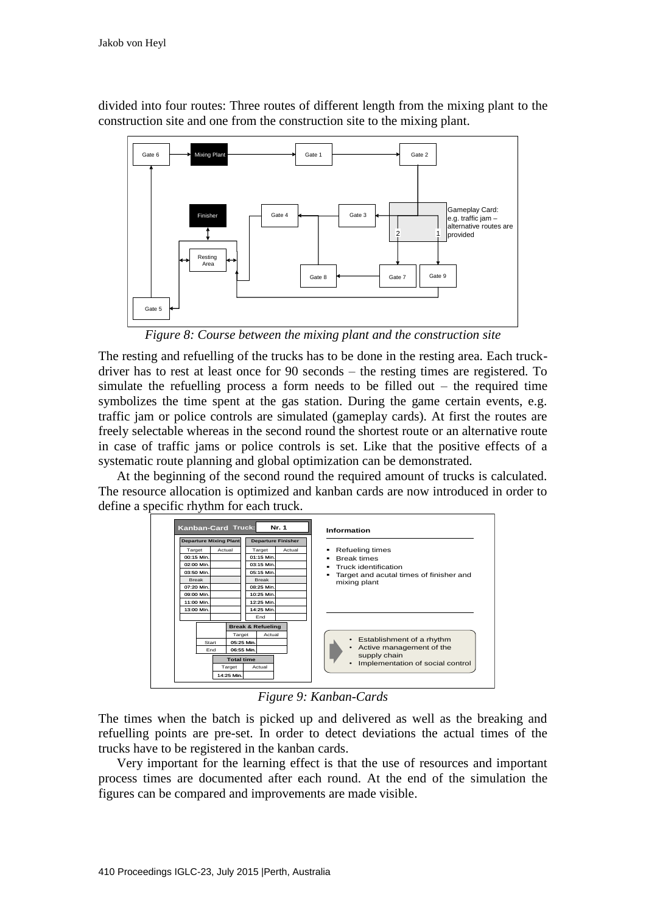divided into four routes: Three routes of different length from the mixing plant to the construction site and one from the construction site to the mixing plant.

*Figure 8: Course between the mixing plant and the construction site*

The resting and refuelling of the trucks has to be done in the resting area. Each truck-driver has to rest at least once for 90 seconds – the resting times are registered. To simulate the refuelling process a form needs to be filled out – the required time symbolizes the time spent at the gas station. During the game certain events, e.g. traffic jam or police controls are simulated (gameplay cards). At first the routes are freely selectable whereas in the second round the shortest route or an alternative route in case of traffic jams or police controls is set. Like that the positive effects of a systematic route planning and global optimization can be demonstrated.

At the beginning of the second round the required amount of trucks is calculated. The resource allocation is optimized and kanban cards are now introduced in order to define a specific rhythm for each truck.

*Figure 9: Kanban-Cards*

The times when the batch is picked up and delivered as well as the breaking and refuelling points are pre-set. In order to detect deviations the actual times of the trucks have to be registered in the kanban cards.

Very important for the learning effect is that the use of resources and important process times are documented after each round. At the end of the simulation the figures can be compared and improvements are made visible.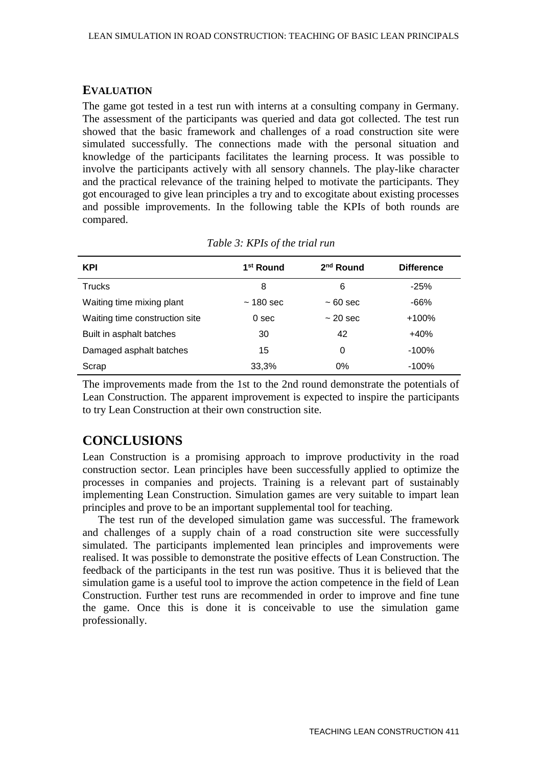## Evaluation

The game got tested in a test run with interns at a consulting company in Germany. The assessment of the participants was queried and data got collected. The test run showed that the basic framework and challenges of a road construction site were simulated successfully. The connections made with the personal situation and knowledge of the participants facilitates the learning process. It was possible to involve the participants actively with all sensory channels. The play-like character and the practical relevance of the training helped to motivate the participants. They got encouraged to give lean principles a try and to excogitate about existing processes and possible improvements. In the following table the KPIs of both rounds are compared.

*Table 3: KPIs of the trial run*

| KPI | 1st Round | 2nd Round | Difference |
| --- | --- | --- | --- |
| Trucks | 8 | 6 | -25% |
| Waiting time mixing plant | ~ 180 sec | ~ 60 sec | -66% |
| Waiting time construction site | 0 sec | ~ 20 sec | +100% |
| Built in asphalt batches | 30 | 42 | +40% |
| Damaged asphalt batches | 15 | 0 | -100% |
| Scrap | 33,3% | 0% | -100% |

The improvements made from the 1st to the 2nd round demonstrate the potentials of Lean Construction. The apparent improvement is expected to inspire the participants to try Lean Construction at their own construction site.

## CONCLUSIONS

Lean Construction is a promising approach to improve productivity in the road construction sector. Lean principles have been successfully applied to optimize the processes in companies and projects. Training is a relevant part of sustainably implementing Lean Construction. Simulation games are very suitable to impart lean principles and prove to be an important supplemental tool for teaching.

The test run of the developed simulation game was successful. The framework and challenges of a supply chain of a road construction site were successfully simulated. The participants implemented lean principles and improvements were realised. It was possible to demonstrate the positive effects of Lean Construction. The feedback of the participants in the test run was positive. Thus it is believed that the simulation game is a useful tool to improve the action competence in the field of Lean Construction. Further test runs are recommended in order to improve and fine tune the game. Once this is done it is conceivable to use the simulation game professionally.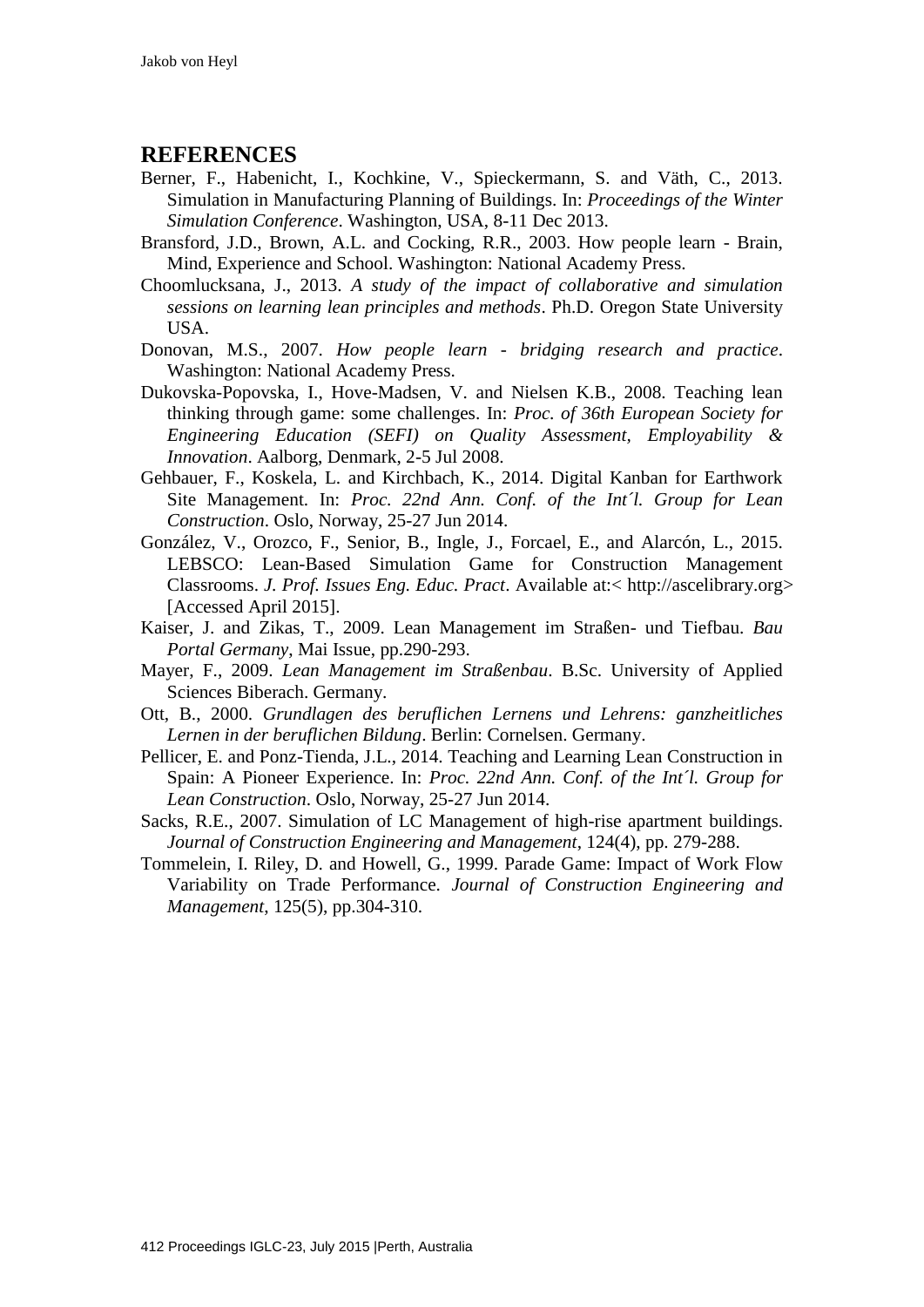## REFERENCES

Berner, F., Habenicht, I., Kochkine, V., Spieckermann, S. and Väth, C., 2013. Simulation in Manufacturing Planning of Buildings. In: *Proceedings of the Winter Simulation Conference*. Washington, USA, 8-11 Dec 2013.

Bransford, J.D., Brown, A.L. and Cocking, R.R., 2003. How people learn - Brain, Mind, Experience and School. Washington: National Academy Press.

Choomlucksana, J., 2013. *A study of the impact of collaborative and simulation sessions on learning lean principles and methods*. Ph.D. Oregon State University USA.

Donovan, M.S., 2007. *How people learn - bridging research and practice*. Washington: National Academy Press.

Dukovska-Popovska, I., Hove-Madsen, V. and Nielsen K.B., 2008. Teaching lean thinking through game: some challenges. In: *Proc. of 36th European Society for Engineering Education (SEFI) on Quality Assessment, Employability & Innovation*. Aalborg, Denmark, 2-5 Jul 2008.

Gehbauer, F., Koskela, L. and Kirchbach, K., 2014. Digital Kanban for Earthwork Site Management. In: *Proc. 22nd Ann. Conf. of the Int´l. Group for Lean Construction*. Oslo, Norway, 25-27 Jun 2014.

González, V., Orozco, F., Senior, B., Ingle, J., Forcael, E., and Alarcón, L., 2015. LEBSCO: Lean-Based Simulation Game for Construction Management Classrooms. *J. Prof. Issues Eng. Educ. Pract*. Available at:< http://ascelibrary.org> [Accessed April 2015].

Kaiser, J. and Zikas, T., 2009. Lean Management im Straßen- und Tiefbau. *Bau Portal Germany*, Mai Issue, pp.290-293.

Mayer, F., 2009. *Lean Management im Straßenbau*. B.Sc. University of Applied Sciences Biberach. Germany.

Ott, B., 2000. *Grundlagen des beruflichen Lernens und Lehrens: ganzheitliches Lernen in der beruflichen Bildung*. Berlin: Cornelsen. Germany.

Pellicer, E. and Ponz-Tienda, J.L., 2014. Teaching and Learning Lean Construction in Spain: A Pioneer Experience. In: *Proc. 22nd Ann. Conf. of the Int´l. Group for Lean Construction*. Oslo, Norway, 25-27 Jun 2014.

Sacks, R.E., 2007. Simulation of LC Management of high-rise apartment buildings. *Journal of Construction Engineering and Management*, 124(4), pp. 279-288.

Tommelein, I. Riley, D. and Howell, G., 1999. Parade Game: Impact of Work Flow Variability on Trade Performance. *Journal of Construction Engineering and Management*, 125(5), pp.304-310.